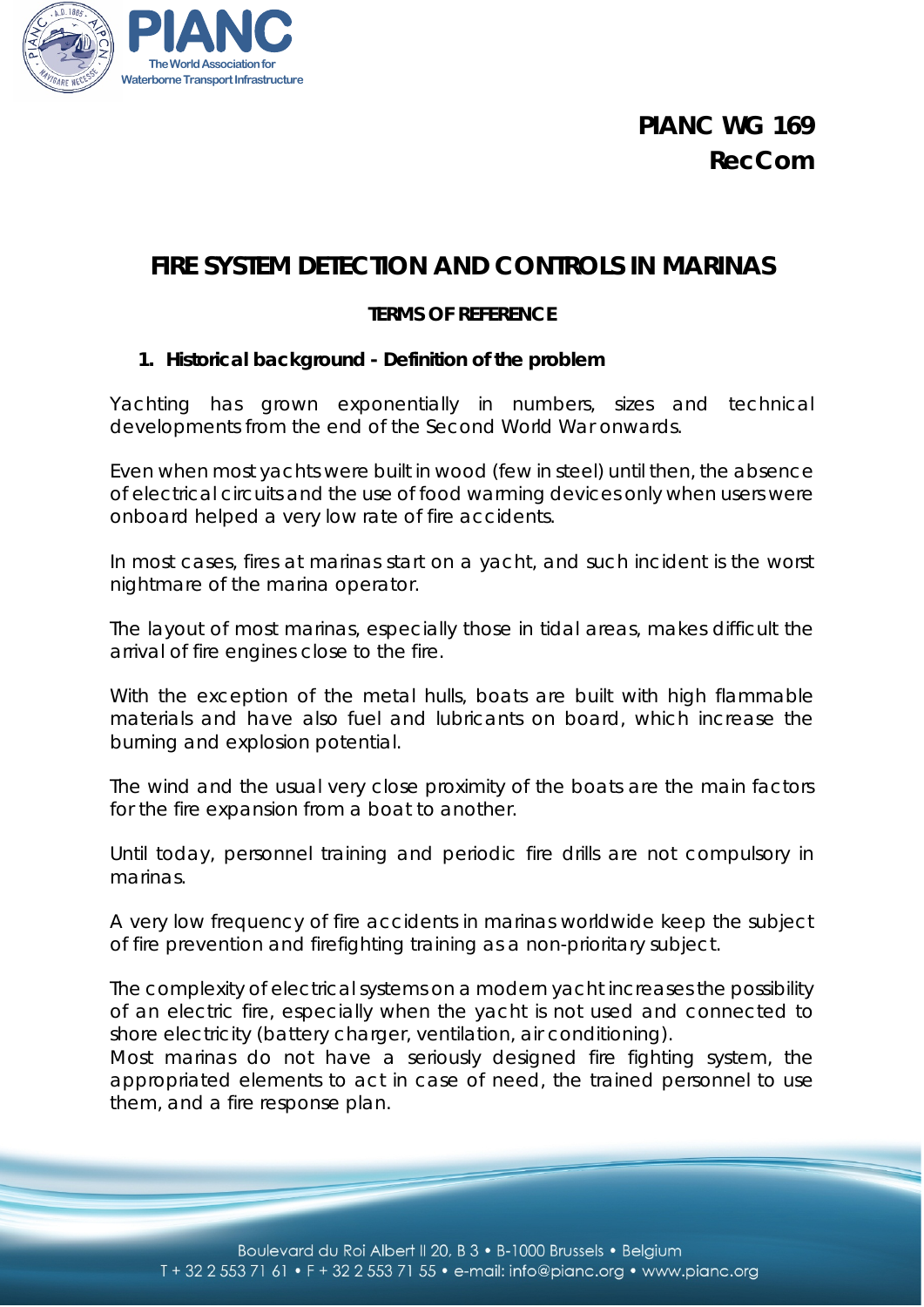**PIANC WG 169**
**RecCom**

# FIRE SYSTEM DETECTION AND CONTROLS IN MARINAS

**TERMS OF REFERENCE**

## 1. Historical background - Definition of the problem

Yachting has grown exponentially in numbers, sizes and technical developments from the end of the Second World War onwards.

Even when most yachts were built in wood (few in steel) until then, the absence of electrical circuits and the use of food warming devices only when users were onboard helped a very low rate of fire accidents.

In most cases, fires at marinas start on a yacht, and such incident is the worst nightmare of the marina operator.

The layout of most marinas, especially those in tidal areas, makes difficult the arrival of fire engines close to the fire.

With the exception of the metal hulls, boats are built with high flammable materials and have also fuel and lubricants on board, which increase the burning and explosion potential.

The wind and the usual very close proximity of the boats are the main factors for the fire expansion from a boat to another.

Until today, personnel training and periodic fire drills are not compulsory in marinas.

A very low frequency of fire accidents in marinas worldwide keep the subject of fire prevention and firefighting training as a non-prioritary subject.

The complexity of electrical systems on a modern yacht increases the possibility of an electric fire, especially when the yacht is not used and connected to shore electricity (battery charger, ventilation, air conditioning).
Most marinas do not have a seriously designed fire fighting system, the appropriated elements to act in case of need, the trained personnel to use them, and a fire response plan.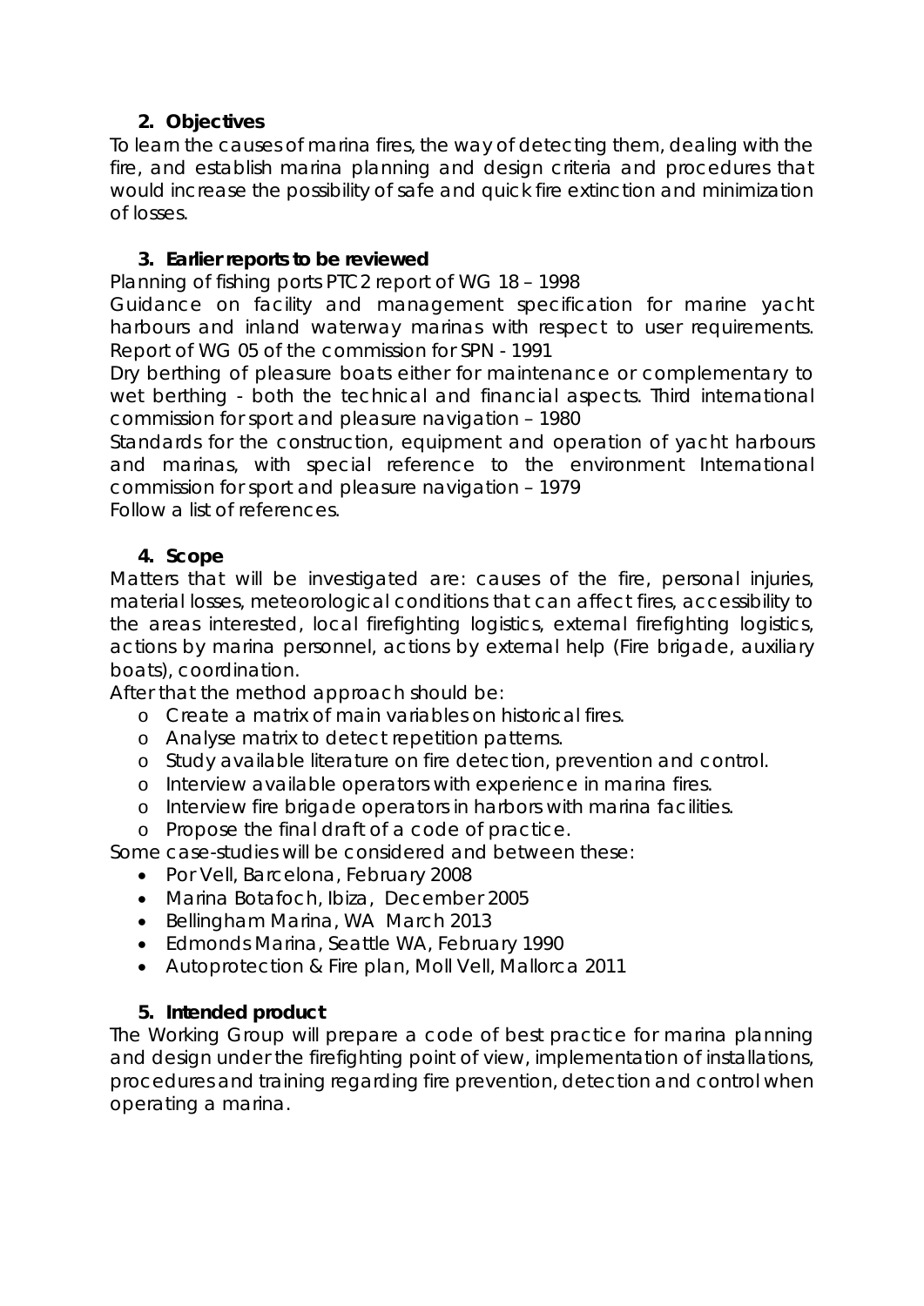## 2. Objectives

To learn the causes of marina fires, the way of detecting them, dealing with the fire, and establish marina planning and design criteria and procedures that would increase the possibility of safe and quick fire extinction and minimization of losses.

## 3. Earlier reports to be reviewed

Planning of fishing ports PTC2 report of WG 18 – 1998

Guidance on facility and management specification for marine yacht harbours and inland waterway marinas with respect to user requirements. Report of WG 05 of the commission for SPN - 1991

Dry berthing of pleasure boats either for maintenance or complementary to wet berthing - both the technical and financial aspects. Third international commission for sport and pleasure navigation – 1980

Standards for the construction, equipment and operation of yacht harbours and marinas, with special reference to the environment International commission for sport and pleasure navigation – 1979

Follow a list of references.

## 4. Scope

Matters that will be investigated are: causes of the fire, personal injuries, material losses, meteorological conditions that can affect fires, accessibility to the areas interested, local firefighting logistics, external firefighting logistics, actions by marina personnel, actions by external help (Fire brigade, auxiliary boats), coordination.

After that the method approach should be:

- Create a matrix of main variables on historical fires.
- Analyse matrix to detect repetition patterns.
- Study available literature on fire detection, prevention and control.
- Interview available operators with experience in marina fires.
- Interview fire brigade operators in harbors with marina facilities.
- Propose the final draft of a code of practice.

Some case-studies will be considered and between these:

- Por Vell, Barcelona, February 2008
- Marina Botafoch, Ibiza, December 2005
- Bellingham Marina, WA March 2013
- Edmonds Marina, Seattle WA, February 1990
- Autoprotection & Fire plan, Moll Vell, Mallorca 2011

## 5. Intended product

The Working Group will prepare a code of best practice for marina planning and design under the firefighting point of view, implementation of installations, procedures and training regarding fire prevention, detection and control when operating a marina.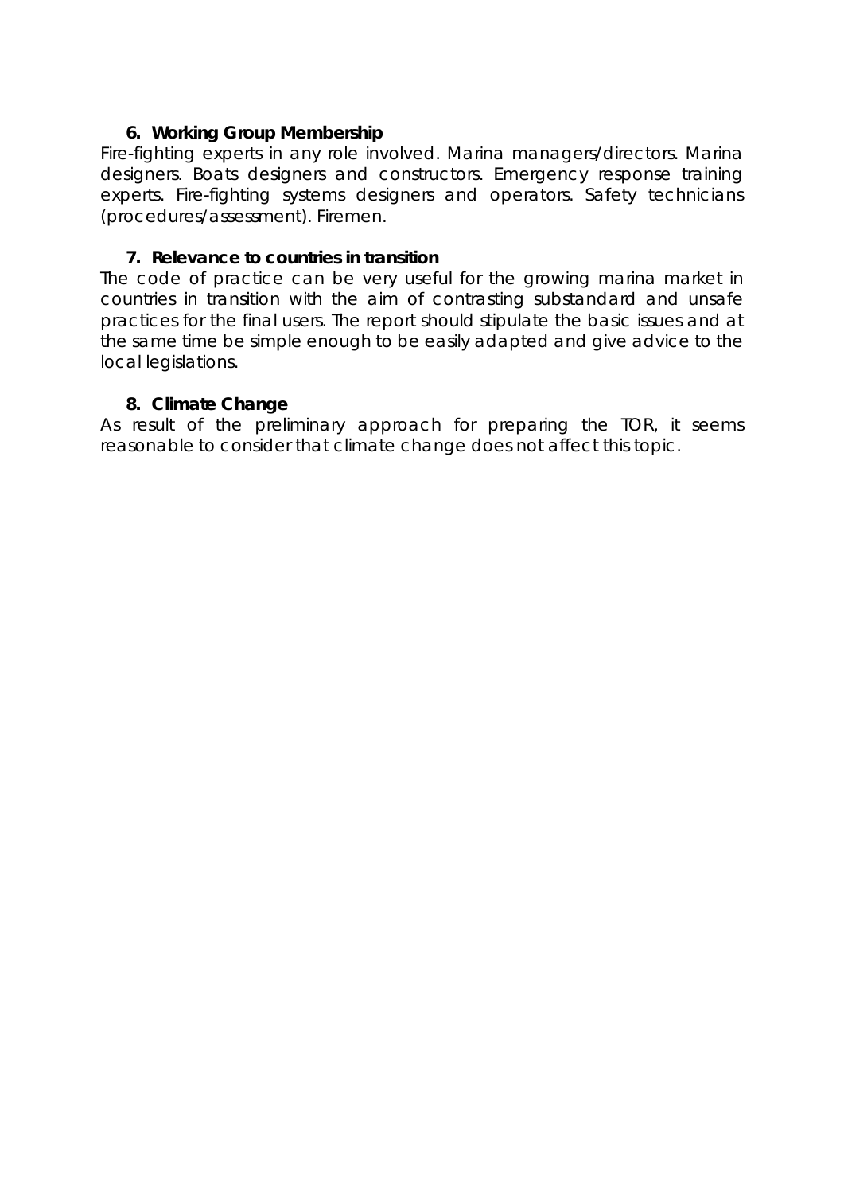## 6. Working Group Membership

Fire-fighting experts in any role involved. Marina managers/directors. Marina designers. Boats designers and constructors. Emergency response training experts. Fire-fighting systems designers and operators. Safety technicians (procedures/assessment). Firemen.

## 7. Relevance to countries in transition

The code of practice can be very useful for the growing marina market in countries in transition with the aim of contrasting substandard and unsafe practices for the final users. The report should stipulate the basic issues and at the same time be simple enough to be easily adapted and give advice to the local legislations.

## 8. Climate Change

As result of the preliminary approach for preparing the TOR, it seems reasonable to consider that climate change does not affect this topic.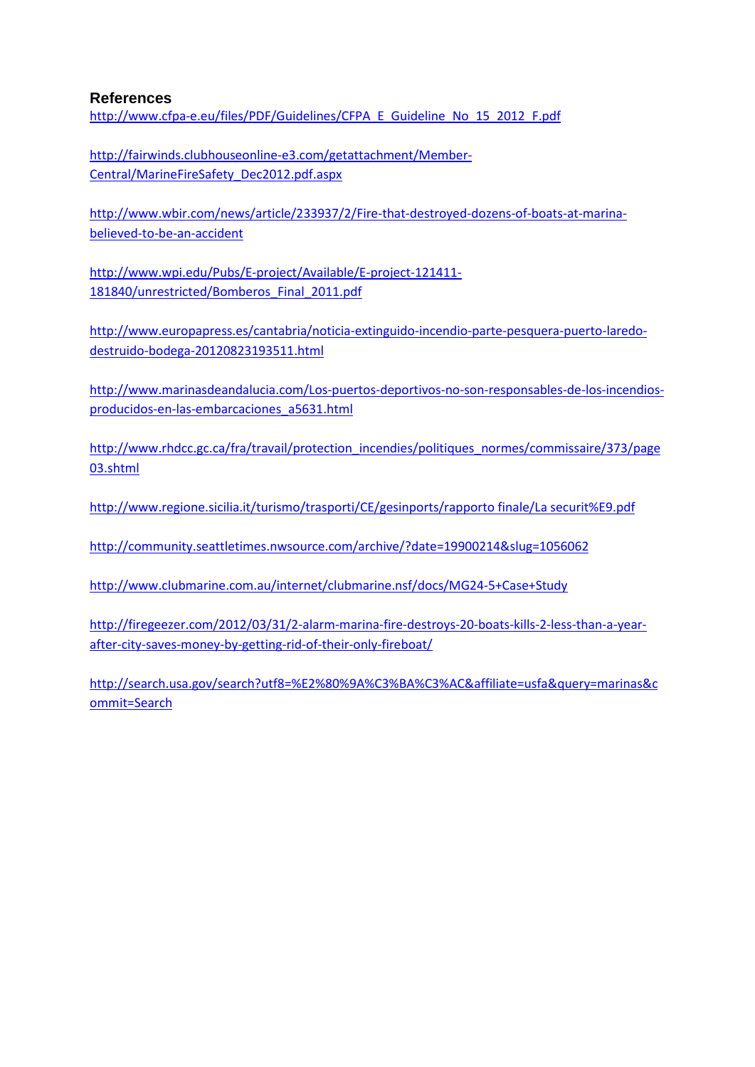## References

http://www.cfpa-e.eu/files/PDF/Guidelines/CFPA_E_Guideline_No_15_2012_F.pdf

http://fairwinds.clubhouseonline-e3.com/getattachment/Member-Central/MarineFireSafety_Dec2012.pdf.aspx

http://www.wbir.com/news/article/233937/2/Fire-that-destroyed-dozens-of-boats-at-marina-believed-to-be-an-accident

http://www.wpi.edu/Pubs/E-project/Available/E-project-121411-181840/unrestricted/Bomberos_Final_2011.pdf

http://www.europapress.es/cantabria/noticia-extinguido-incendio-parte-pesquera-puerto-laredo-destruido-bodega-20120823193511.html

http://www.marinasdeandalucia.com/Los-puertos-deportivos-no-son-responsables-de-los-incendios-producidos-en-las-embarcaciones_a5631.html

http://www.rhdcc.gc.ca/fra/travail/protection_incendies/politiques_normes/commissaire/373/page03.shtml

http://www.regione.sicilia.it/turismo/trasporti/CE/gesinports/rapporto finale/La securit%E9.pdf

http://community.seattletimes.nwsource.com/archive/?date=19900214&slug=1056062

http://www.clubmarine.com.au/internet/clubmarine.nsf/docs/MG24-5+Case+Study

http://firegeezer.com/2012/03/31/2-alarm-marina-fire-destroys-20-boats-kills-2-less-than-a-year-after-city-saves-money-by-getting-rid-of-their-only-fireboat/

http://search.usa.gov/search?utf8=%E2%80%9A%C3%BA%C3%AC&affiliate=usfa&query=marinas&commit=Search